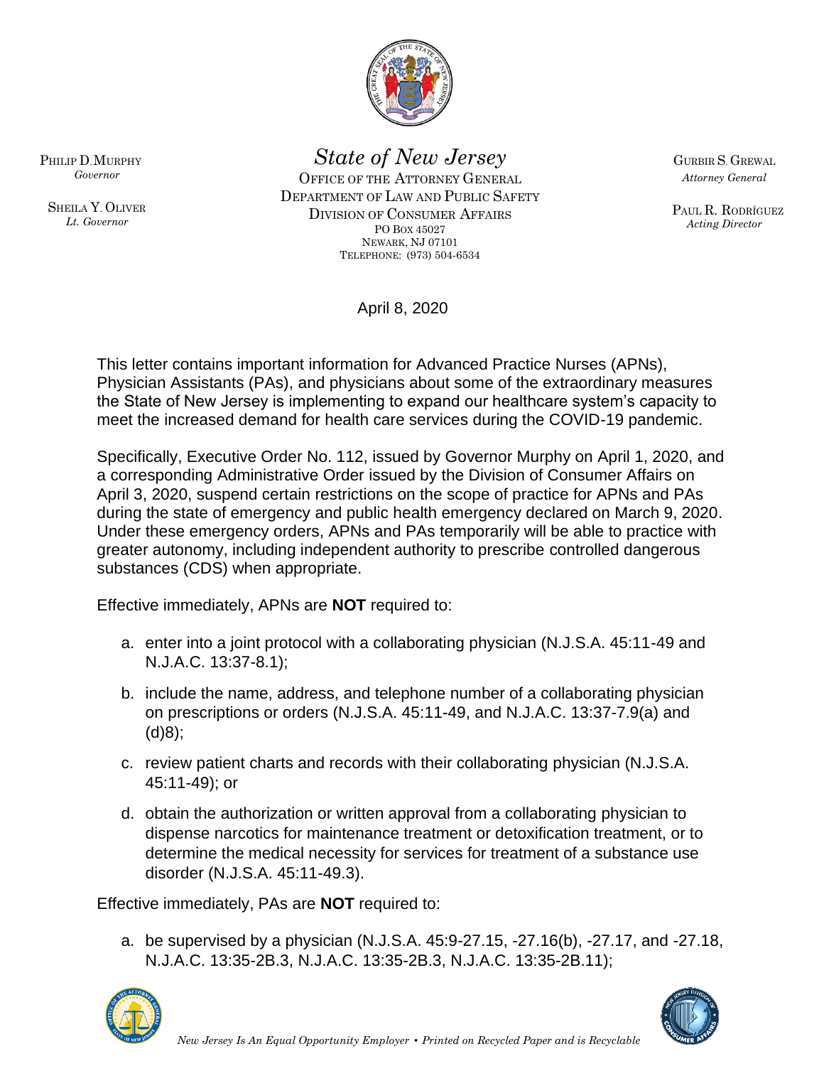PHILIP D. MURPHY
*Governor*

SHEILA Y. OLIVER
*Lt. Governor*

*State of New Jersey*

OFFICE OF THE ATTORNEY GENERAL
DEPARTMENT OF LAW AND PUBLIC SAFETY
DIVISION OF CONSUMER AFFAIRS
PO BOX 45027
NEWARK, NJ 07101
TELEPHONE: (973) 504-6534

GURBIR S. GREWAL
*Attorney General*

PAUL R. RODRÍGUEZ
*Acting Director*

April 8, 2020

This letter contains important information for Advanced Practice Nurses (APNs), Physician Assistants (PAs), and physicians about some of the extraordinary measures the State of New Jersey is implementing to expand our healthcare system's capacity to meet the increased demand for health care services during the COVID-19 pandemic.

Specifically, Executive Order No. 112, issued by Governor Murphy on April 1, 2020, and a corresponding Administrative Order issued by the Division of Consumer Affairs on April 3, 2020, suspend certain restrictions on the scope of practice for APNs and PAs during the state of emergency and public health emergency declared on March 9, 2020. Under these emergency orders, APNs and PAs temporarily will be able to practice with greater autonomy, including independent authority to prescribe controlled dangerous substances (CDS) when appropriate.

Effective immediately, APNs are **NOT** required to:

a. enter into a joint protocol with a collaborating physician (N.J.S.A. 45:11-49 and N.J.A.C. 13:37-8.1);

b. include the name, address, and telephone number of a collaborating physician on prescriptions or orders (N.J.S.A. 45:11-49, and N.J.A.C. 13:37-7.9(a) and (d)8);

c. review patient charts and records with their collaborating physician (N.J.S.A. 45:11-49); or

d. obtain the authorization or written approval from a collaborating physician to dispense narcotics for maintenance treatment or detoxification treatment, or to determine the medical necessity for services for treatment of a substance use disorder (N.J.S.A. 45:11-49.3).

Effective immediately, PAs are **NOT** required to:

a. be supervised by a physician (N.J.S.A. 45:9-27.15, -27.16(b), -27.17, and -27.18, N.J.A.C. 13:35-2B.3, N.J.A.C. 13:35-2B.3, N.J.A.C. 13:35-2B.11);

*New Jersey Is An Equal Opportunity Employer • Printed on Recycled Paper and is Recyclable*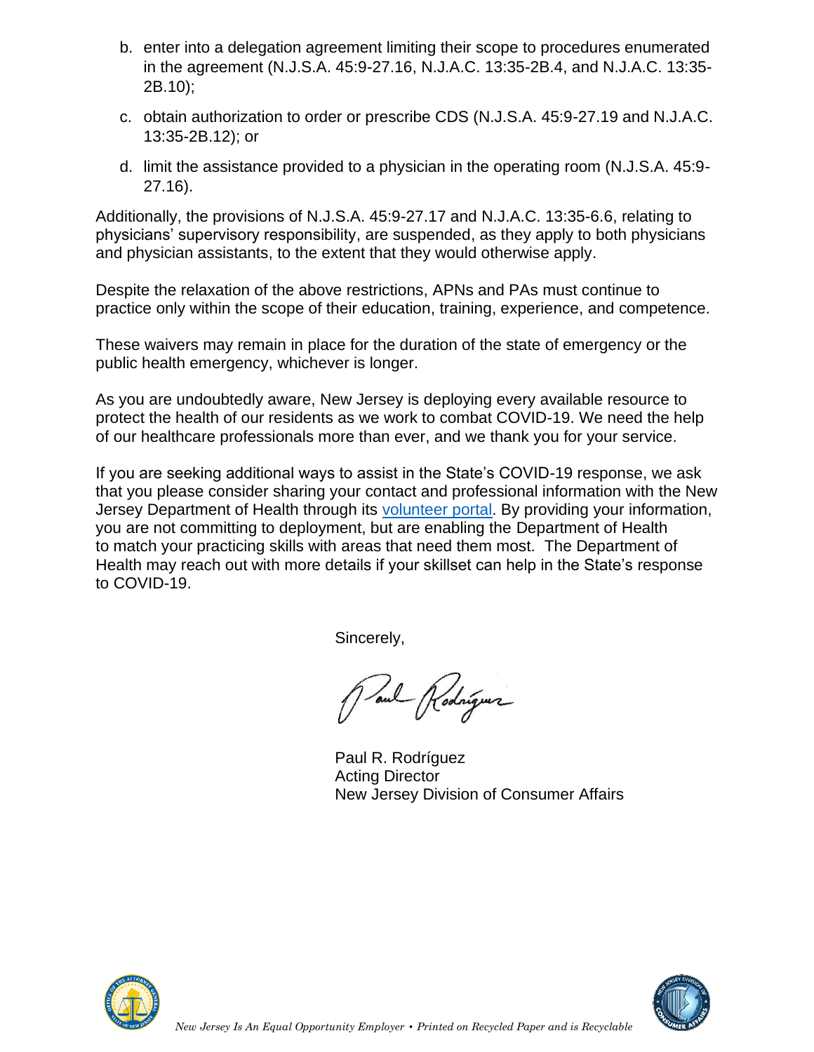b. enter into a delegation agreement limiting their scope to procedures enumerated in the agreement (N.J.S.A. 45:9-27.16, N.J.A.C. 13:35-2B.4, and N.J.A.C. 13:35-2B.10);

c. obtain authorization to order or prescribe CDS (N.J.S.A. 45:9-27.19 and N.J.A.C. 13:35-2B.12); or

d. limit the assistance provided to a physician in the operating room (N.J.S.A. 45:9-27.16).

Additionally, the provisions of N.J.S.A. 45:9-27.17 and N.J.A.C. 13:35-6.6, relating to physicians' supervisory responsibility, are suspended, as they apply to both physicians and physician assistants, to the extent that they would otherwise apply.

Despite the relaxation of the above restrictions, APNs and PAs must continue to practice only within the scope of their education, training, experience, and competence.

These waivers may remain in place for the duration of the state of emergency or the public health emergency, whichever is longer.

As you are undoubtedly aware, New Jersey is deploying every available resource to protect the health of our residents as we work to combat COVID-19. We need the help of our healthcare professionals more than ever, and we thank you for your service.

If you are seeking additional ways to assist in the State's COVID-19 response, we ask that you please consider sharing your contact and professional information with the New Jersey Department of Health through its volunteer portal. By providing your information, you are not committing to deployment, but are enabling the Department of Health to match your practicing skills with areas that need them most. The Department of Health may reach out with more details if your skillset can help in the State's response to COVID-19.

Sincerely,

Paul R. Rodríguez
Acting Director
New Jersey Division of Consumer Affairs

*New Jersey Is An Equal Opportunity Employer • Printed on Recycled Paper and is Recyclable*